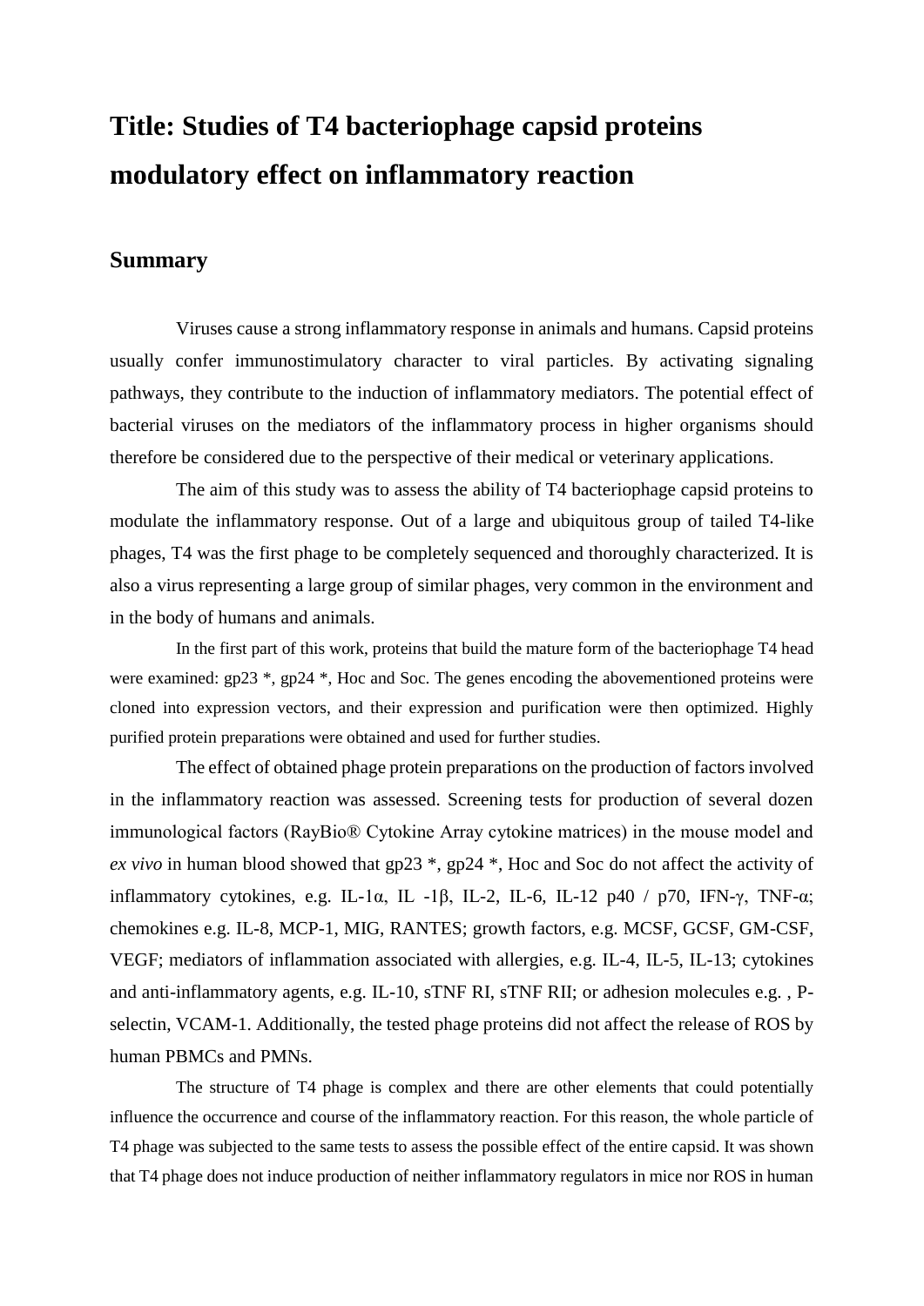# Title: Studies of T4 bacteriophage capsid proteins modulatory effect on inflammatory reaction

## Summary

Viruses cause a strong inflammatory response in animals and humans. Capsid proteins usually confer immunostimulatory character to viral particles. By activating signaling pathways, they contribute to the induction of inflammatory mediators. The potential effect of bacterial viruses on the mediators of the inflammatory process in higher organisms should therefore be considered due to the perspective of their medical or veterinary applications.

The aim of this study was to assess the ability of T4 bacteriophage capsid proteins to modulate the inflammatory response. Out of a large and ubiquitous group of tailed T4-like phages, T4 was the first phage to be completely sequenced and thoroughly characterized. It is also a virus representing a large group of similar phages, very common in the environment and in the body of humans and animals.

In the first part of this work, proteins that build the mature form of the bacteriophage T4 head were examined: gp23 *, gp24 *, Hoc and Soc. The genes encoding the abovementioned proteins were cloned into expression vectors, and their expression and purification were then optimized. Highly purified protein preparations were obtained and used for further studies.

The effect of obtained phage protein preparations on the production of factors involved in the inflammatory reaction was assessed. Screening tests for production of several dozen immunological factors (RayBio® Cytokine Array cytokine matrices) in the mouse model and *ex vivo* in human blood showed that gp23 *, gp24 *, Hoc and Soc do not affect the activity of inflammatory cytokines, e.g. IL-1α, IL -1β, IL-2, IL-6, IL-12 p40 / p70, IFN-γ, TNF-α; chemokines e.g. IL-8, MCP-1, MIG, RANTES; growth factors, e.g. MCSF, GCSF, GM-CSF, VEGF; mediators of inflammation associated with allergies, e.g. IL-4, IL-5, IL-13; cytokines and anti-inflammatory agents, e.g. IL-10, sTNF RI, sTNF RII; or adhesion molecules e.g. , P-selectin, VCAM-1. Additionally, the tested phage proteins did not affect the release of ROS by human PBMCs and PMNs.

The structure of T4 phage is complex and there are other elements that could potentially influence the occurrence and course of the inflammatory reaction. For this reason, the whole particle of T4 phage was subjected to the same tests to assess the possible effect of the entire capsid. It was shown that T4 phage does not induce production of neither inflammatory regulators in mice nor ROS in human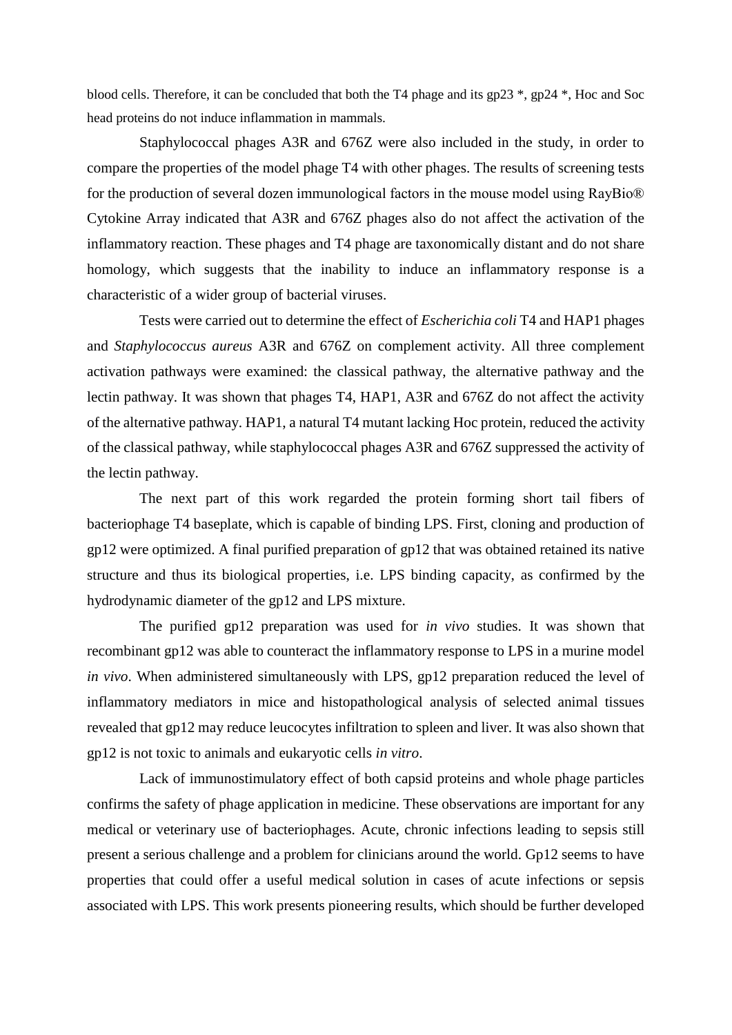blood cells. Therefore, it can be concluded that both the T4 phage and its gp23 *, gp24 *, Hoc and Soc head proteins do not induce inflammation in mammals.

Staphylococcal phages A3R and 676Z were also included in the study, in order to compare the properties of the model phage T4 with other phages. The results of screening tests for the production of several dozen immunological factors in the mouse model using RayBio® Cytokine Array indicated that A3R and 676Z phages also do not affect the activation of the inflammatory reaction. These phages and T4 phage are taxonomically distant and do not share homology, which suggests that the inability to induce an inflammatory response is a characteristic of a wider group of bacterial viruses.

Tests were carried out to determine the effect of *Escherichia coli* T4 and HAP1 phages and *Staphylococcus aureus* A3R and 676Z on complement activity. All three complement activation pathways were examined: the classical pathway, the alternative pathway and the lectin pathway. It was shown that phages T4, HAP1, A3R and 676Z do not affect the activity of the alternative pathway. HAP1, a natural T4 mutant lacking Hoc protein, reduced the activity of the classical pathway, while staphylococcal phages A3R and 676Z suppressed the activity of the lectin pathway.

The next part of this work regarded the protein forming short tail fibers of bacteriophage T4 baseplate, which is capable of binding LPS. First, cloning and production of gp12 were optimized. A final purified preparation of gp12 that was obtained retained its native structure and thus its biological properties, i.e. LPS binding capacity, as confirmed by the hydrodynamic diameter of the gp12 and LPS mixture.

The purified gp12 preparation was used for *in vivo* studies. It was shown that recombinant gp12 was able to counteract the inflammatory response to LPS in a murine model *in vivo*. When administered simultaneously with LPS, gp12 preparation reduced the level of inflammatory mediators in mice and histopathological analysis of selected animal tissues revealed that gp12 may reduce leucocytes infiltration to spleen and liver. It was also shown that gp12 is not toxic to animals and eukaryotic cells *in vitro*.

Lack of immunostimulatory effect of both capsid proteins and whole phage particles confirms the safety of phage application in medicine. These observations are important for any medical or veterinary use of bacteriophages. Acute, chronic infections leading to sepsis still present a serious challenge and a problem for clinicians around the world. Gp12 seems to have properties that could offer a useful medical solution in cases of acute infections or sepsis associated with LPS. This work presents pioneering results, which should be further developed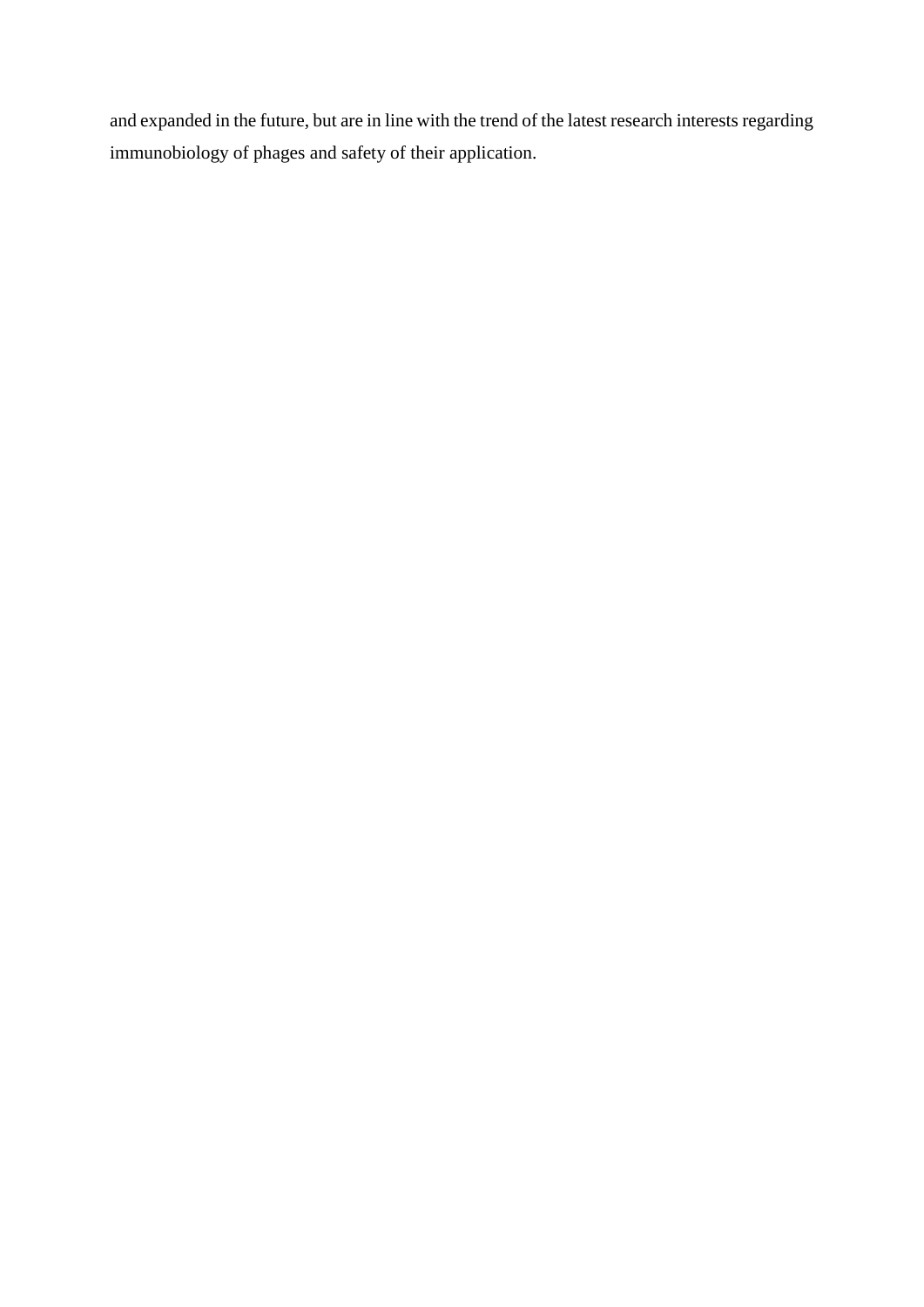and expanded in the future, but are in line with the trend of the latest research interests regarding immunobiology of phages and safety of their application.